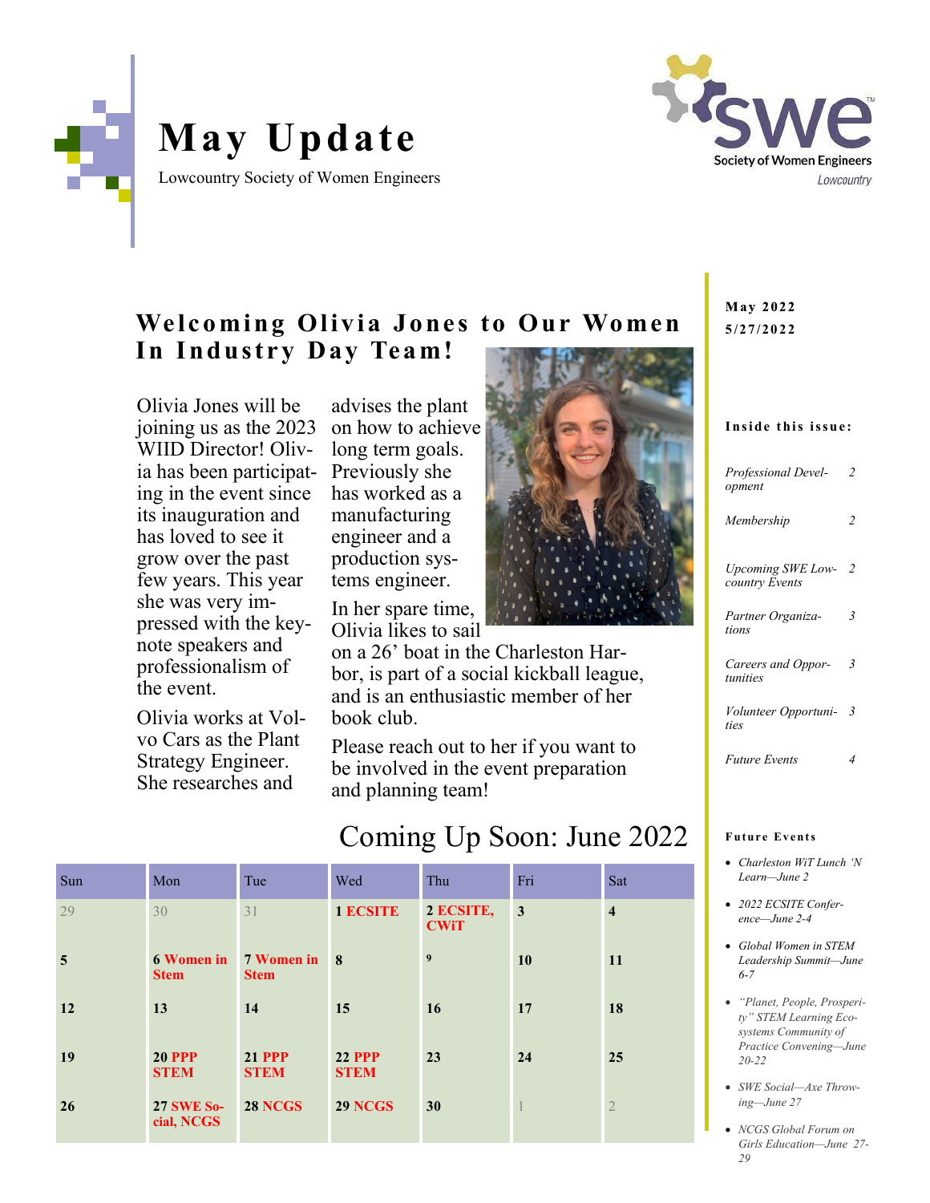# May Update

Lowcountry Society of Women Engineers

Society of Women Engineers
Lowcountry

**May 2022**
**5/27/2022**

## Welcoming Olivia Jones to Our Women In Industry Day Team!

Olivia Jones will be joining us as the 2023 WIID Director! Olivia has been participating in the event since its inauguration and has loved to see it grow over the past few years. This year she was very impressed with the keynote speakers and professionalism of the event.

Olivia works at Volvo Cars as the Plant Strategy Engineer. She researches and advises the plant on how to achieve long term goals. Previously she has worked as a manufacturing engineer and a production systems engineer.

In her spare time, Olivia likes to sail on a 26' boat in the Charleston Harbor, is part of a social kickball league, and is an enthusiastic member of her book club.

Please reach out to her if you want to be involved in the event preparation and planning team!

## Coming Up Soon: June 2022

| Sun | Mon | Tue | Wed | Thu | Fri | Sat |
|---|---|---|---|---|---|---|
| 29 | 30 | 31 | 1 **ECSITE** | 2 **ECSITE, CWiT** | 3 | 4 |
| 5 | 6 **Women in Stem** | 7 **Women in Stem** | 8 | 9 | 10 | 11 |
| 12 | 13 | 14 | 15 | 16 | 17 | 18 |
| 19 | 20 **PPP STEM** | 21 **PPP STEM** | 22 **PPP STEM** | 23 | 24 | 25 |
| 26 | 27 **SWE Social, NCGS** | 28 **NCGS** | 29 **NCGS** | 30 | 1 | 2 |

**Inside this issue:**

| | |
|---|---|
| *Professional Development* | 2 |
| *Membership* | 2 |
| *Upcoming SWE Lowcountry Events* | 2 |
| *Partner Organizations* | 3 |
| *Careers and Opportunities* | 3 |
| *Volunteer Opportunities* | 3 |
| *Future Events* | 4 |

**Future Events**

- *Charleston WiT Lunch 'N Learn—June 2*
- *2022 ECSITE Conference—June 2-4*
- *Global Women in STEM Leadership Summit—June 6-7*
- *"Planet, People, Prosperity" STEM Learning Ecosystems Community of Practice Convening—June 20-22*
- *SWE Social—Axe Throwing—June 27*
- *NCGS Global Forum on Girls Education—June 27-29*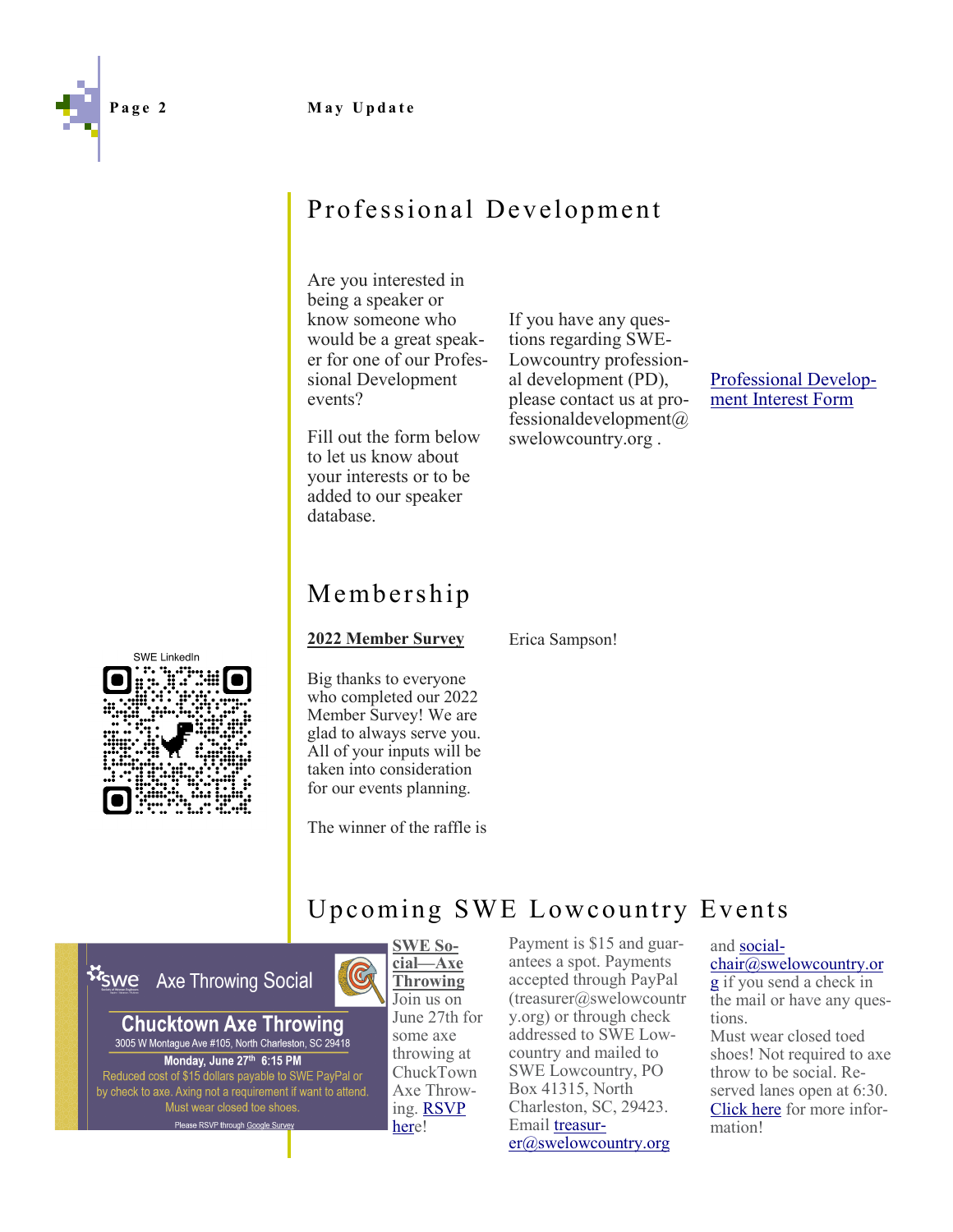## Professional Development

Are you interested in being a speaker or know someone who would be a great speaker for one of our Professional Development events?

Fill out the form below to let us know about your interests or to be added to our speaker database.

If you have any questions regarding SWE-Lowcountry professional development (PD), please contact us at professionaldevelopment@swelowcountry.org .

Professional Development Interest Form

SWE LinkedIn

## Membership

**2022 Member Survey**

Big thanks to everyone who completed our 2022 Member Survey! We are glad to always serve you. All of your inputs will be taken into consideration for our events planning.

The winner of the raffle is Erica Sampson!

## Upcoming SWE Lowcountry Events

SWE Axe Throwing Social

**Chucktown Axe Throwing**

3005 W Montague Ave #105, North Charleston, SC 29418

**Monday, June 27th 6:15 PM**

Reduced cost of $15 dollars payable to SWE PayPal or by check to axe. Axing not a requirement if want to attend. Must wear closed toe shoes.

Please RSVP through Google Survey

**SWE Social—Axe Throwing**

Join us on June 27th for some axe throwing at ChuckTown Axe Throwing. RSVP here!

Payment is $15 and guarantees a spot. Payments accepted through PayPal (treasurer@swelowcountry.org) or through check addressed to SWE Lowcountry and mailed to SWE Lowcountry, PO Box 41315, North Charleston, SC, 29423. Email treasurer@swelowcountry.org and social-chair@swelowcountry.org if you send a check in the mail or have any questions.

Must wear closed toed shoes! Not required to axe throw to be social. Reserved lanes open at 6:30. Click here for more information!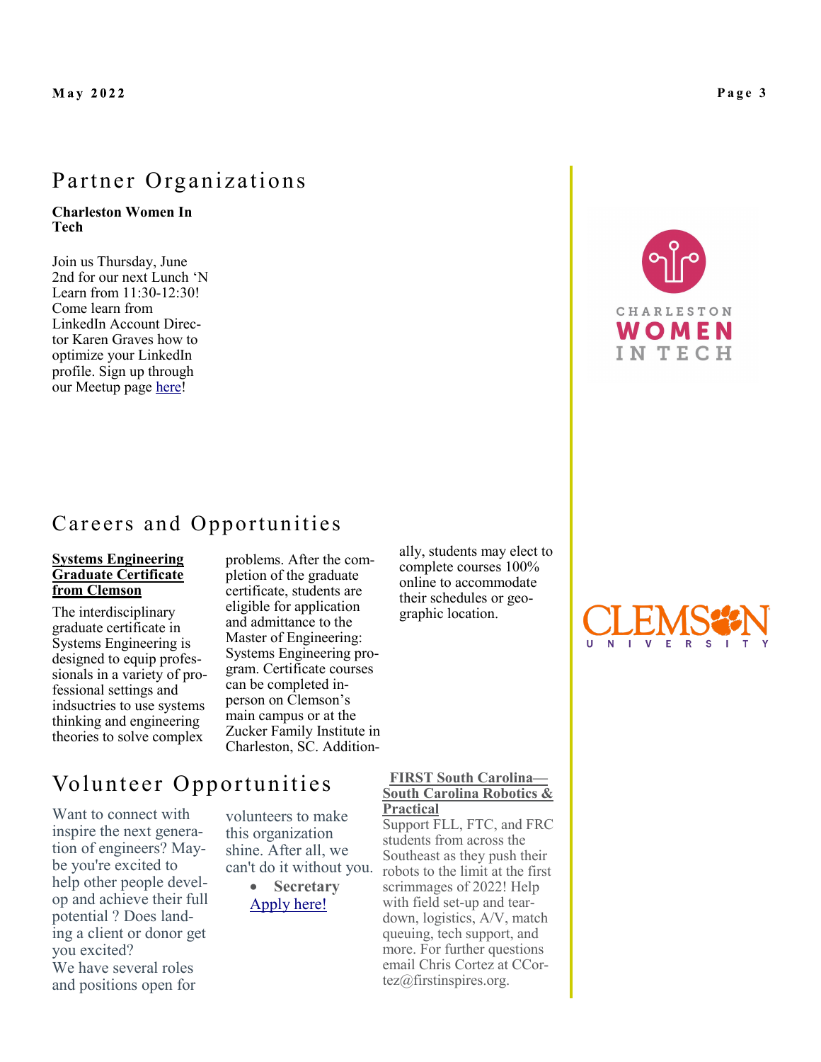## Partner Organizations

**Charleston Women In Tech**

Join us Thursday, June 2nd for our next Lunch 'N Learn from 11:30-12:30! Come learn from LinkedIn Account Director Karen Graves how to optimize your LinkedIn profile. Sign up through our Meetup page here!

## Careers and Opportunities

**Systems Engineering Graduate Certificate from Clemson**

The interdisciplinary graduate certificate in Systems Engineering is designed to equip professionals in a variety of professional settings and indsuctries to use systems thinking and engineering theories to solve complex problems. After the completion of the graduate certificate, students are eligible for application and admittance to the Master of Engineering: Systems Engineering program. Certificate courses can be completed in-person on Clemson's main campus or at the Zucker Family Institute in Charleston, SC. Additionally, students may elect to complete courses 100% online to accommodate their schedules or geographic location.

## Volunteer Opportunities

Want to connect with inspire the next generation of engineers? Maybe you're excited to help other people develop and achieve their full potential ? Does landing a client or donor get you excited?
We have several roles and positions open for volunteers to make this organization shine. After all, we can't do it without you.

- **Secretary**

Apply here!

**FIRST South Carolina—South Carolina Robotics & Practical**

Support FLL, FTC, and FRC students from across the Southeast as they push their robots to the limit at the first scrimmages of 2022! Help with field set-up and tear-down, logistics, A/V, match queuing, tech support, and more. For further questions email Chris Cortez at CCortez@firstinspires.org.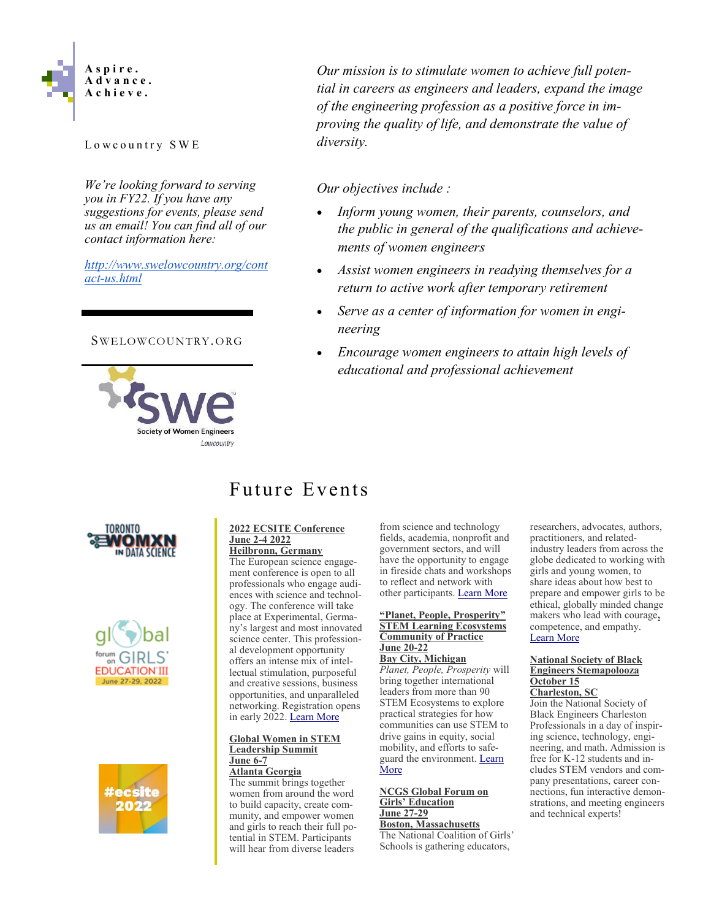**Aspire. Advance. Achieve.**

Lowcountry SWE

*We're looking forward to serving you in FY22. If you have any suggestions for events, please send us an email! You can find all of our contact information here:*

*[http://www.swelowcountry.org/contact-us.html](http://www.swelowcountry.org/contact-us.html)*

SWELOWCOUNTRY.ORG

*Our mission is to stimulate women to achieve full potential in careers as engineers and leaders, expand the image of the engineering profession as a positive force in improving the quality of life, and demonstrate the value of diversity.*

*Our objectives include :*

- *Inform young women, their parents, counselors, and the public in general of the qualifications and achievements of women engineers*
- *Assist women engineers in readying themselves for a return to active work after temporary retirement*
- *Serve as a center of information for women in engineering*
- *Encourage women engineers to attain high levels of educational and professional achievement*

# Future Events

**2022 ECSITE Conference**
**June 2-4 2022**
**Heilbronn, Germany**
The European science engagement conference is open to all professionals who engage audiences with science and technology. The conference will take place at Experimental, Germany's largest and most innovated science center. This professional development opportunity offers an intense mix of intellectual stimulation, purposeful and creative sessions, business opportunities, and unparalleled networking. Registration opens in early 2022. Learn More

**Global Women in STEM Leadership Summit**
**June 6-7**
**Atlanta Georgia**
The summit brings together women from around the world to build capacity, create community, and empower women and girls to reach their full potential in STEM. Participants will hear from diverse leaders from science and technology fields, academia, nonprofit and government sectors, and will have the opportunity to engage in fireside chats and workshops to reflect and network with other participants. Learn More

**"Planet, People, Prosperity" STEM Learning Ecosystems Community of Practice**
**June 20-22**
**Bay City, Michigan**
*Planet, People, Prosperity* will bring together international leaders from more than 90 STEM Ecosystems to explore practical strategies for how communities can use STEM to drive gains in equity, social mobility, and efforts to safeguard the environment. Learn More

**NCGS Global Forum on Girls' Education**
**June 27-29**
**Boston, Massachusetts**
The National Coalition of Girls' Schools is gathering educators, researchers, advocates, authors, practitioners, and related-industry leaders from across the globe dedicated to working with girls and young women, to share ideas about how best to prepare and empower girls to be ethical, globally minded change makers who lead with courage, competence, and empathy. Learn More

**National Society of Black Engineers Stemapolooza**
**October 15**
**Charleston, SC**
Join the National Society of Black Engineers Charleston Professionals in a day of inspiring science, technology, engineering, and math. Admission is free for K-12 students and includes STEM vendors and company presentations, career connections, fun interactive demonstrations, and meeting engineers and technical experts!